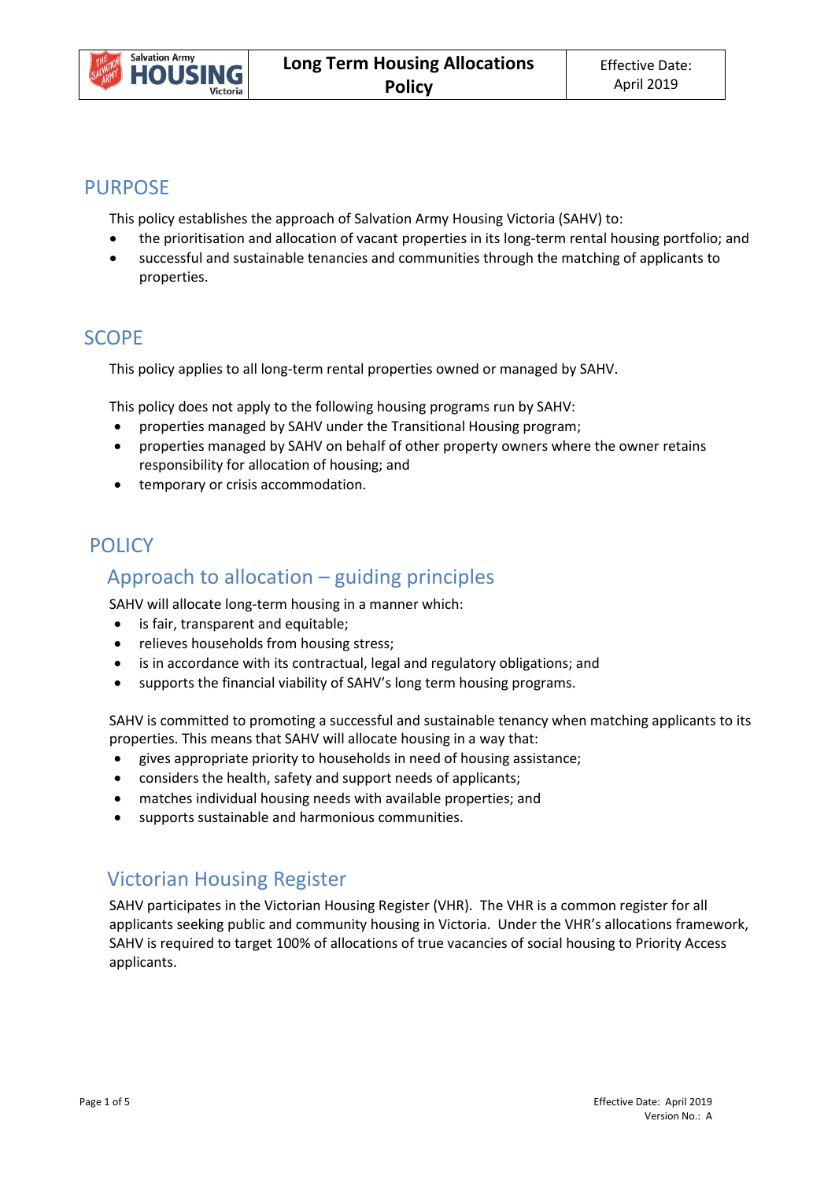# Long Term Housing Allocations Policy

Effective Date: April 2019

## PURPOSE

This policy establishes the approach of Salvation Army Housing Victoria (SAHV) to:

- the prioritisation and allocation of vacant properties in its long-term rental housing portfolio; and
- successful and sustainable tenancies and communities through the matching of applicants to properties.

## SCOPE

This policy applies to all long-term rental properties owned or managed by SAHV.

This policy does not apply to the following housing programs run by SAHV:

- properties managed by SAHV under the Transitional Housing program;
- properties managed by SAHV on behalf of other property owners where the owner retains responsibility for allocation of housing; and
- temporary or crisis accommodation.

## POLICY

### Approach to allocation – guiding principles

SAHV will allocate long-term housing in a manner which:

- is fair, transparent and equitable;
- relieves households from housing stress;
- is in accordance with its contractual, legal and regulatory obligations; and
- supports the financial viability of SAHV's long term housing programs.

SAHV is committed to promoting a successful and sustainable tenancy when matching applicants to its properties. This means that SAHV will allocate housing in a way that:

- gives appropriate priority to households in need of housing assistance;
- considers the health, safety and support needs of applicants;
- matches individual housing needs with available properties; and
- supports sustainable and harmonious communities.

### Victorian Housing Register

SAHV participates in the Victorian Housing Register (VHR). The VHR is a common register for all applicants seeking public and community housing in Victoria. Under the VHR's allocations framework, SAHV is required to target 100% of allocations of true vacancies of social housing to Priority Access applicants.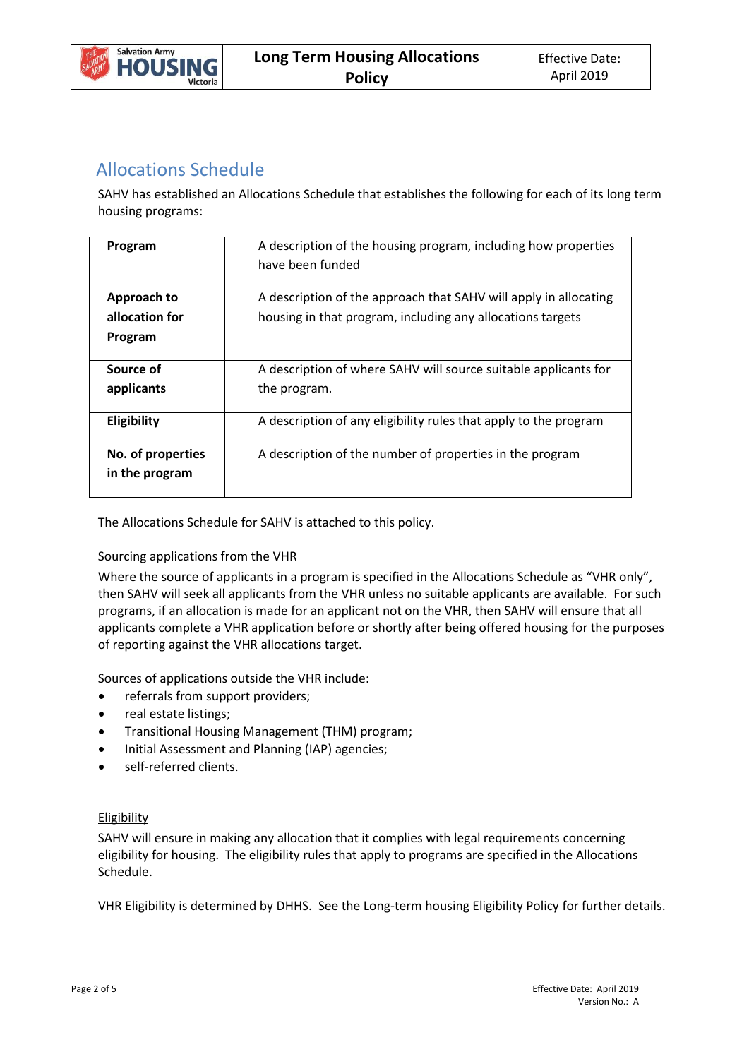## Allocations Schedule

SAHV has established an Allocations Schedule that establishes the following for each of its long term housing programs:

| **Program** | A description of the housing program, including how properties have been funded |
|---|---|
| **Approach to allocation for Program** | A description of the approach that SAHV will apply in allocating housing in that program, including any allocations targets |
| **Source of applicants** | A description of where SAHV will source suitable applicants for the program. |
| **Eligibility** | A description of any eligibility rules that apply to the program |
| **No. of properties in the program** | A description of the number of properties in the program |

The Allocations Schedule for SAHV is attached to this policy.

Sourcing applications from the VHR

Where the source of applicants in a program is specified in the Allocations Schedule as "VHR only", then SAHV will seek all applicants from the VHR unless no suitable applicants are available. For such programs, if an allocation is made for an applicant not on the VHR, then SAHV will ensure that all applicants complete a VHR application before or shortly after being offered housing for the purposes of reporting against the VHR allocations target.

Sources of applications outside the VHR include:

- referrals from support providers;
- real estate listings;
- Transitional Housing Management (THM) program;
- Initial Assessment and Planning (IAP) agencies;
- self-referred clients.

Eligibility

SAHV will ensure in making any allocation that it complies with legal requirements concerning eligibility for housing. The eligibility rules that apply to programs are specified in the Allocations Schedule.

VHR Eligibility is determined by DHHS. See the Long-term housing Eligibility Policy for further details.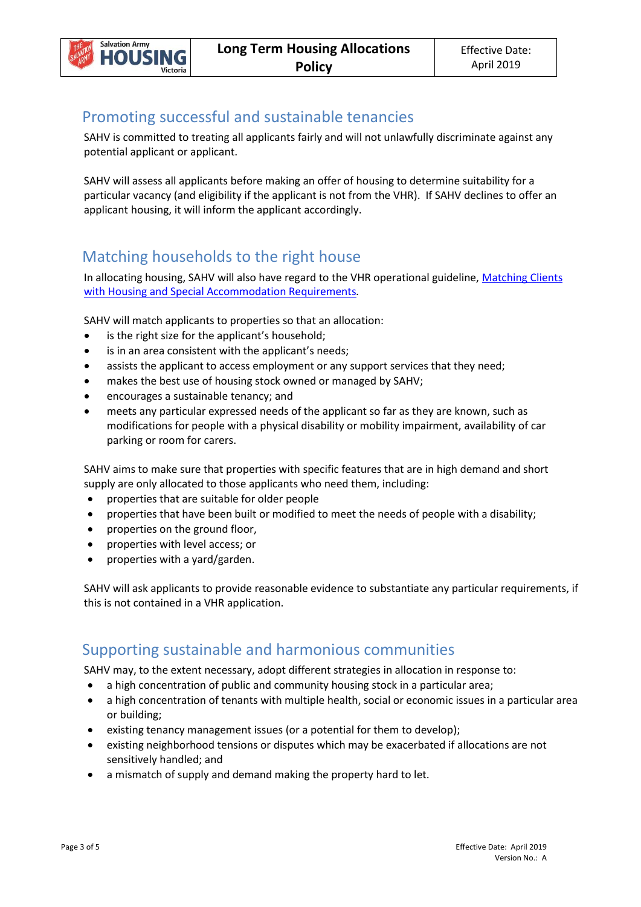## Promoting successful and sustainable tenancies

SAHV is committed to treating all applicants fairly and will not unlawfully discriminate against any potential applicant or applicant.

SAHV will assess all applicants before making an offer of housing to determine suitability for a particular vacancy (and eligibility if the applicant is not from the VHR). If SAHV declines to offer an applicant housing, it will inform the applicant accordingly.

## Matching households to the right house

In allocating housing, SAHV will also have regard to the VHR operational guideline, [Matching Clients with Housing and Special Accommodation Requirements](). 

SAHV will match applicants to properties so that an allocation:

- is the right size for the applicant's household;
- is in an area consistent with the applicant's needs;
- assists the applicant to access employment or any support services that they need;
- makes the best use of housing stock owned or managed by SAHV;
- encourages a sustainable tenancy; and
- meets any particular expressed needs of the applicant so far as they are known, such as modifications for people with a physical disability or mobility impairment, availability of car parking or room for carers.

SAHV aims to make sure that properties with specific features that are in high demand and short supply are only allocated to those applicants who need them, including:

- properties that are suitable for older people
- properties that have been built or modified to meet the needs of people with a disability;
- properties on the ground floor,
- properties with level access; or
- properties with a yard/garden.

SAHV will ask applicants to provide reasonable evidence to substantiate any particular requirements, if this is not contained in a VHR application.

## Supporting sustainable and harmonious communities

SAHV may, to the extent necessary, adopt different strategies in allocation in response to:

- a high concentration of public and community housing stock in a particular area;
- a high concentration of tenants with multiple health, social or economic issues in a particular area or building;
- existing tenancy management issues (or a potential for them to develop);
- existing neighborhood tensions or disputes which may be exacerbated if allocations are not sensitively handled; and
- a mismatch of supply and demand making the property hard to let.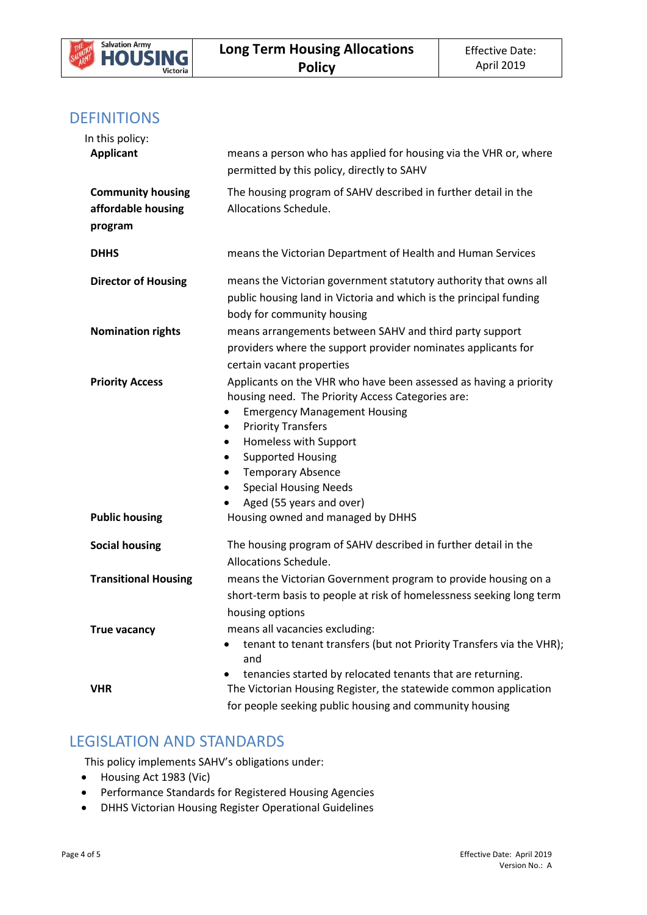## DEFINITIONS

In this policy:

| Term | Definition |
|---|---|
| **Applicant** | means a person who has applied for housing via the VHR or, where permitted by this policy, directly to SAHV |
| **Community housing affordable housing program** | The housing program of SAHV described in further detail in the Allocations Schedule. |
| **DHHS** | means the Victorian Department of Health and Human Services |
| **Director of Housing** | means the Victorian government statutory authority that owns all public housing land in Victoria and which is the principal funding body for community housing |
| **Nomination rights** | means arrangements between SAHV and third party support providers where the support provider nominates applicants for certain vacant properties |
| **Priority Access** | Applicants on the VHR who have been assessed as having a priority housing need. The Priority Access Categories are: <br>• Emergency Management Housing <br>• Priority Transfers <br>• Homeless with Support <br>• Supported Housing <br>• Temporary Absence <br>• Special Housing Needs <br>• Aged (55 years and over) |
| **Public housing** | Housing owned and managed by DHHS |
| **Social housing** | The housing program of SAHV described in further detail in the Allocations Schedule. |
| **Transitional Housing** | means the Victorian Government program to provide housing on a short-term basis to people at risk of homelessness seeking long term housing options |
| **True vacancy** | means all vacancies excluding: <br>• tenant to tenant transfers (but not Priority Transfers via the VHR); and <br>• tenancies started by relocated tenants that are returning. |
| **VHR** | The Victorian Housing Register, the statewide common application for people seeking public housing and community housing |

## LEGISLATION AND STANDARDS

This policy implements SAHV's obligations under:

- Housing Act 1983 (Vic)
- Performance Standards for Registered Housing Agencies
- DHHS Victorian Housing Register Operational Guidelines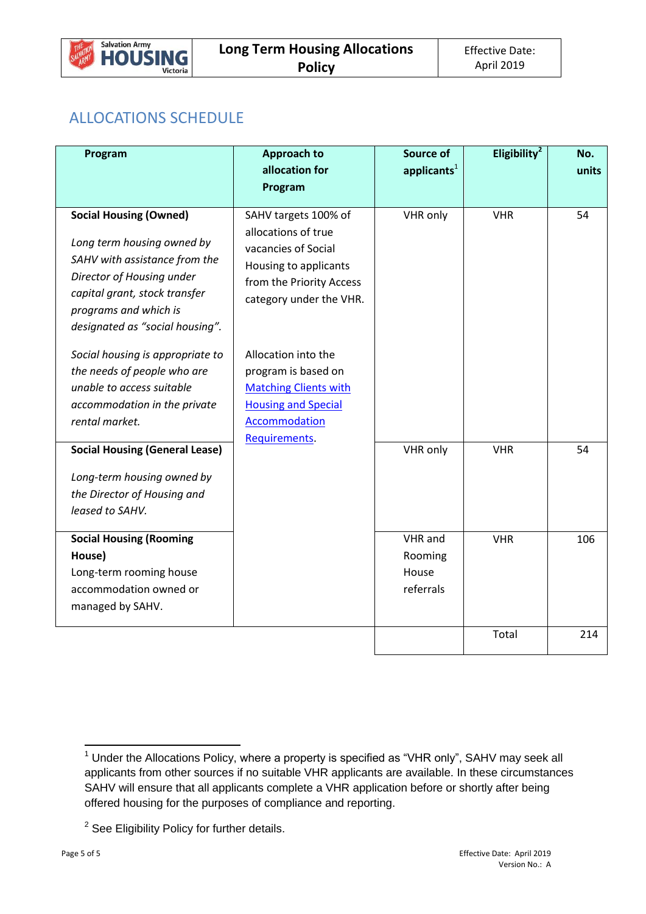## ALLOCATIONS SCHEDULE

| Program | Approach to allocation for Program | Source of applicants[1] | Eligibility[2] | No. units |
|---|---|---|---|---|
| **Social Housing (Owned)**<br><br>*Long term housing owned by SAHV with assistance from the Director of Housing under capital grant, stock transfer programs and which is designated as "social housing".*<br><br>*Social housing is appropriate to the needs of people who are unable to access suitable accommodation in the private rental market.* | SAHV targets 100% of allocations of true vacancies of Social Housing to applicants from the Priority Access category under the VHR.<br><br>Allocation into the program is based on Matching Clients with Housing and Special Accommodation Requirements. | VHR only | VHR | 54 |
| **Social Housing (General Lease)**<br><br>*Long-term housing owned by the Director of Housing and leased to SAHV.* | | VHR only | VHR | 54 |
| **Social Housing (Rooming House)**<br>Long-term rooming house accommodation owned or managed by SAHV. | | VHR and Rooming House referrals | VHR | 106 |
| | | | Total | 214 |

[1] Under the Allocations Policy, where a property is specified as "VHR only", SAHV may seek all applicants from other sources if no suitable VHR applicants are available. In these circumstances SAHV will ensure that all applicants complete a VHR application before or shortly after being offered housing for the purposes of compliance and reporting.

[2] See Eligibility Policy for further details.